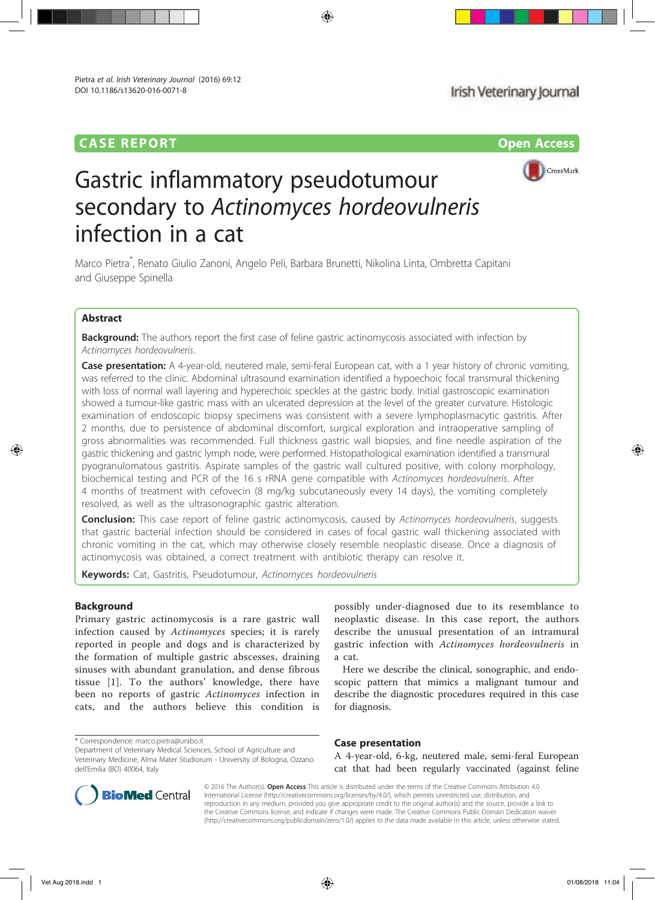CASE REPORT

Open Access

# Gastric inflammatory pseudotumour secondary to *Actinomyces hordeovulneris* infection in a cat

Marco Pietra*, Renato Giulio Zanoni, Angelo Peli, Barbara Brunetti, Nikolina Linta, Ombretta Capitani and Giuseppe Spinella

## Abstract

**Background:** The authors report the first case of feline gastric actinomycosis associated with infection by *Actinomyces hordeovulneris*.

**Case presentation:** A 4-year-old, neutered male, semi-feral European cat, with a 1 year history of chronic vomiting, was referred to the clinic. Abdominal ultrasound examination identified a hypoechoic focal transmural thickening with loss of normal wall layering and hyperechoic speckles at the gastric body. Initial gastroscopic examination showed a tumour-like gastric mass with an ulcerated depression at the level of the greater curvature. Histologic examination of endoscopic biopsy specimens was consistent with a severe lymphoplasmacytic gastritis. After 2 months, due to persistence of abdominal discomfort, surgical exploration and intraoperative sampling of gross abnormalities was recommended. Full thickness gastric wall biopsies, and fine needle aspiration of the gastric thickening and gastric lymph node, were performed. Histopathological examination identified a transmural pyogranulomatous gastritis. Aspirate samples of the gastric wall cultured positive, with colony morphology, biochemical testing and PCR of the 16 s rRNA gene compatible with *Actinomyces hordeovulneris*. After 4 months of treatment with cefovecin (8 mg/kg subcutaneously every 14 days), the vomiting completely resolved, as well as the ultrasonographic gastric alteration.

**Conclusion:** This case report of feline gastric actinomycosis, caused by *Actinomyces hordeovulneris*, suggests that gastric bacterial infection should be considered in cases of focal gastric wall thickening associated with chronic vomiting in the cat, which may otherwise closely resemble neoplastic disease. Once a diagnosis of actinomycosis was obtained, a correct treatment with antibiotic therapy can resolve it.

**Keywords:** Cat, Gastritis, Pseudotumour, *Actinomyces hordeovulneris*

## Background

Primary gastric actinomycosis is a rare gastric wall infection caused by *Actinomyces* species; it is rarely reported in people and dogs and is characterized by the formation of multiple gastric abscesses, draining sinuses with abundant granulation, and dense fibrous tissue [1]. To the authors' knowledge, there have been no reports of gastric *Actinomyces* infection in cats, and the authors believe this condition is possibly under-diagnosed due to its resemblance to neoplastic disease. In this case report, the authors describe the unusual presentation of an intramural gastric infection with *Actinomyces hordeovulneris* in a cat.

Here we describe the clinical, sonographic, and endoscopic pattern that mimics a malignant tumour and describe the diagnostic procedures required in this case for diagnosis.

## Case presentation

A 4-year-old, 6-kg, neutered male, semi-feral European cat that had been regularly vaccinated (against feline

* Correspondence: marco.pietra@unibo.it
Department of Veterinary Medical Sciences, School of Agriculture and Veterinary Medicine, Alma Mater Studiorum - University of Bologna, Ozzano dell'Emilia (BO) 40064, Italy

© 2016 The Author(s). **Open Access** This article is distributed under the terms of the Creative Commons Attribution 4.0 International License (http://creativecommons.org/licenses/by/4.0/), which permits unrestricted use, distribution, and reproduction in any medium, provided you give appropriate credit to the original author(s) and the source, provide a link to the Creative Commons license, and indicate if changes were made. The Creative Commons Public Domain Dedication waiver (http://creativecommons.org/publicdomain/zero/1.0/) applies to the data made available in this article, unless otherwise stated.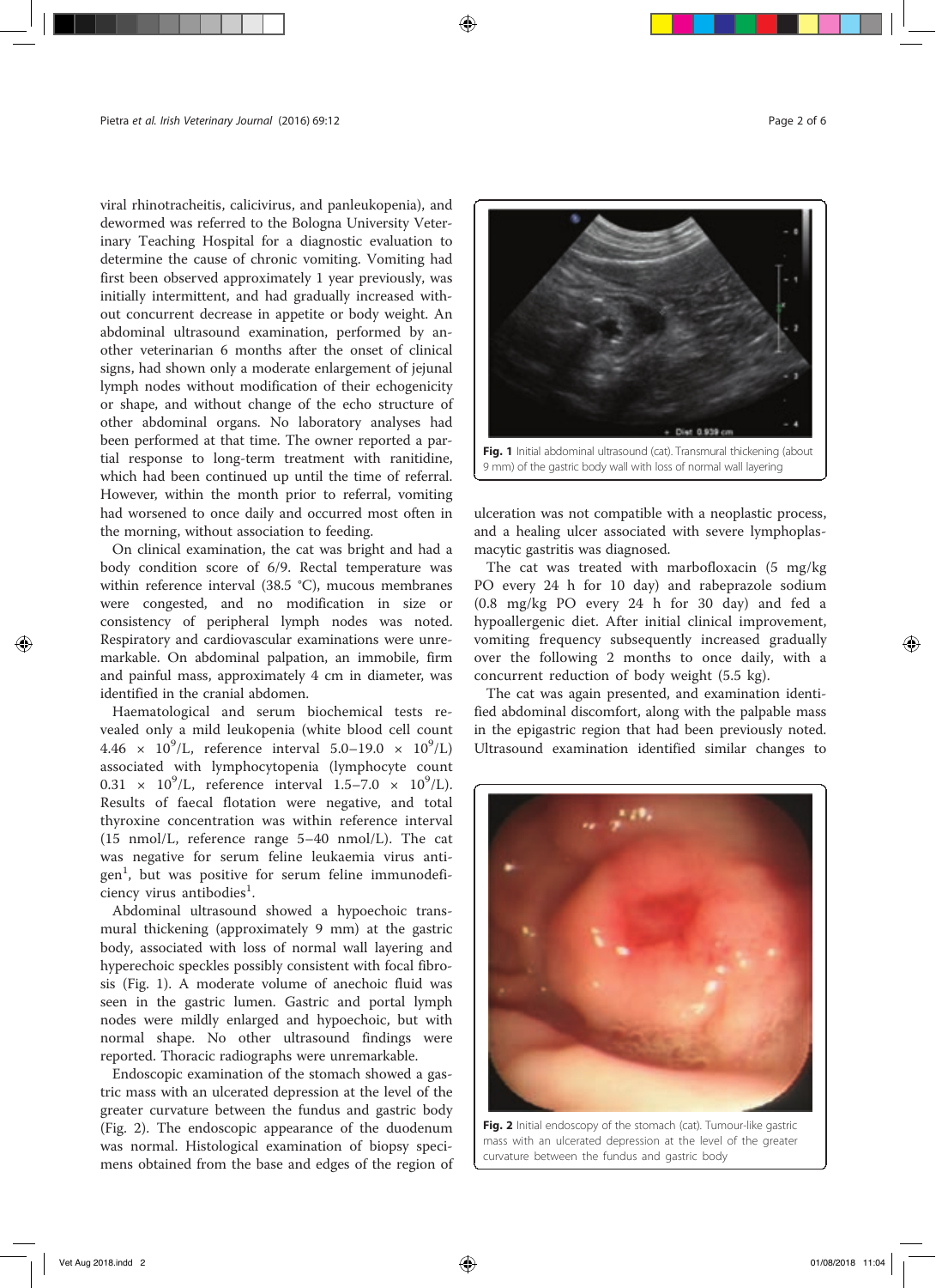viral rhinotracheitis, calicivirus, and panleukopenia), and dewormed was referred to the Bologna University Veterinary Teaching Hospital for a diagnostic evaluation to determine the cause of chronic vomiting. Vomiting had first been observed approximately 1 year previously, was initially intermittent, and had gradually increased without concurrent decrease in appetite or body weight. An abdominal ultrasound examination, performed by another veterinarian 6 months after the onset of clinical signs, had shown only a moderate enlargement of jejunal lymph nodes without modification of their echogenicity or shape, and without change of the echo structure of other abdominal organs. No laboratory analyses had been performed at that time. The owner reported a partial response to long-term treatment with ranitidine, which had been continued up until the time of referral. However, within the month prior to referral, vomiting had worsened to once daily and occurred most often in the morning, without association to feeding.

On clinical examination, the cat was bright and had a body condition score of 6/9. Rectal temperature was within reference interval (38.5 °C), mucous membranes were congested, and no modification in size or consistency of peripheral lymph nodes was noted. Respiratory and cardiovascular examinations were unremarkable. On abdominal palpation, an immobile, firm and painful mass, approximately 4 cm in diameter, was identified in the cranial abdomen.

Haematological and serum biochemical tests revealed only a mild leukopenia (white blood cell count $4.46 \times 10^9$/L, reference interval $5.0–19.0 \times 10^9$/L) associated with lymphocytopenia (lymphocyte count $0.31 \times 10^9$/L, reference interval $1.5–7.0 \times 10^9$/L). Results of faecal flotation were negative, and total thyroxine concentration was within reference interval (15 nmol/L, reference range 5–40 nmol/L). The cat was negative for serum feline leukaemia virus antigen[1], but was positive for serum feline immunodeficiency virus antibodies[1].

Abdominal ultrasound showed a hypoechoic transmural thickening (approximately 9 mm) at the gastric body, associated with loss of normal wall layering and hyperechoic speckles possibly consistent with focal fibrosis (Fig. 1). A moderate volume of anechoic fluid was seen in the gastric lumen. Gastric and portal lymph nodes were mildly enlarged and hypoechoic, but with normal shape. No other ultrasound findings were reported. Thoracic radiographs were unremarkable.

Endoscopic examination of the stomach showed a gastric mass with an ulcerated depression at the level of the greater curvature between the fundus and gastric body (Fig. 2). The endoscopic appearance of the duodenum was normal. Histological examination of biopsy specimens obtained from the base and edges of the region of ulceration was not compatible with a neoplastic process, and a healing ulcer associated with severe lymphoplasmacytic gastritis was diagnosed.

The cat was treated with marbofloxacin (5 mg/kg PO every 24 h for 10 day) and rabeprazole sodium (0.8 mg/kg PO every 24 h for 30 day) and fed a hypoallergenic diet. After initial clinical improvement, vomiting frequency subsequently increased gradually over the following 2 months to once daily, with a concurrent reduction of body weight (5.5 kg).

The cat was again presented, and examination identified abdominal discomfort, along with the palpable mass in the epigastric region that had been previously noted. Ultrasound examination identified similar changes to

**Fig. 1** Initial abdominal ultrasound (cat). Transmural thickening (about 9 mm) of the gastric body wall with loss of normal wall layering

**Fig. 2** Initial endoscopy of the stomach (cat). Tumour-like gastric mass with an ulcerated depression at the level of the greater curvature between the fundus and gastric body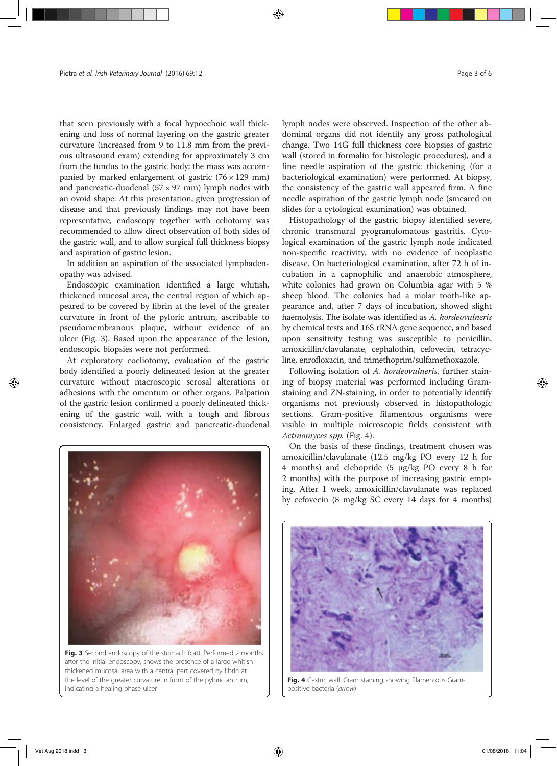that seen previously with a focal hypoechoic wall thickening and loss of normal layering on the gastric greater curvature (increased from 9 to 11.8 mm from the previous ultrasound exam) extending for approximately 3 cm from the fundus to the gastric body; the mass was accompanied by marked enlargement of gastric (76 × 129 mm) and pancreatic-duodenal (57 × 97 mm) lymph nodes with an ovoid shape. At this presentation, given progression of disease and that previously findings may not have been representative, endoscopy together with celiotomy was recommended to allow direct observation of both sides of the gastric wall, and to allow surgical full thickness biopsy and aspiration of gastric lesion.

In addition an aspiration of the associated lymphadenopathy was advised.

Endoscopic examination identified a large whitish, thickened mucosal area, the central region of which appeared to be covered by fibrin at the level of the greater curvature in front of the pyloric antrum, ascribable to pseudomembranous plaque, without evidence of an ulcer (Fig. 3). Based upon the appearance of the lesion, endoscopic biopsies were not performed.

At exploratory coeliotomy, evaluation of the gastric body identified a poorly delineated lesion at the greater curvature without macroscopic serosal alterations or adhesions with the omentum or other organs. Palpation of the gastric lesion confirmed a poorly delineated thickening of the gastric wall, with a tough and fibrous consistency. Enlarged gastric and pancreatic-duodenal lymph nodes were observed. Inspection of the other abdominal organs did not identify any gross pathological change. Two 14G full thickness core biopsies of gastric wall (stored in formalin for histologic procedures), and a fine needle aspiration of the gastric thickening (for a bacteriological examination) were performed. At biopsy, the consistency of the gastric wall appeared firm. A fine needle aspiration of the gastric lymph node (smeared on slides for a cytological examination) was obtained.

Fig. 3 Second endoscopy of the stomach (cat). Performed 2 months after the initial endoscopy, shows the presence of a large whitish thickened mucosal area with a central part covered by fibrin at the level of the greater curvature in front of the pyloric antrum, indicating a healing phase ulcer

Histopathology of the gastric biopsy identified severe, chronic transmural pyogranulomatous gastritis. Cytological examination of the gastric lymph node indicated non-specific reactivity, with no evidence of neoplastic disease. On bacteriological examination, after 72 h of incubation in a capnophilic and anaerobic atmosphere, white colonies had grown on Columbia agar with 5 % sheep blood. The colonies had a molar tooth-like appearance and, after 7 days of incubation, showed slight haemolysis. The isolate was identified as *A. hordeovulneris* by chemical tests and 16S rRNA gene sequence, and based upon sensitivity testing was susceptible to penicillin, amoxicillin/clavulanate, cephalothin, cefovecin, tetracycline, enrofloxacin, and trimethoprim/sulfamethoxazole.

Following isolation of *A. hordeovulneris*, further staining of biopsy material was performed including Gram-staining and ZN-staining, in order to potentially identify organisms not previously observed in histopathologic sections. Gram-positive filamentous organisms were visible in multiple microscopic fields consistent with *Actinomyces spp.* (Fig. 4).

On the basis of these findings, treatment chosen was amoxicillin/clavulanate (12.5 mg/kg PO every 12 h for 4 months) and clebopride (5 μg/kg PO every 8 h for 2 months) with the purpose of increasing gastric emptying. After 1 week, amoxicillin/clavulanate was replaced by cefovecin (8 mg/kg SC every 14 days for 4 months)

Fig. 4 Gastric wall. Gram staining showing filamentous Gram-positive bacteria (*arrow*)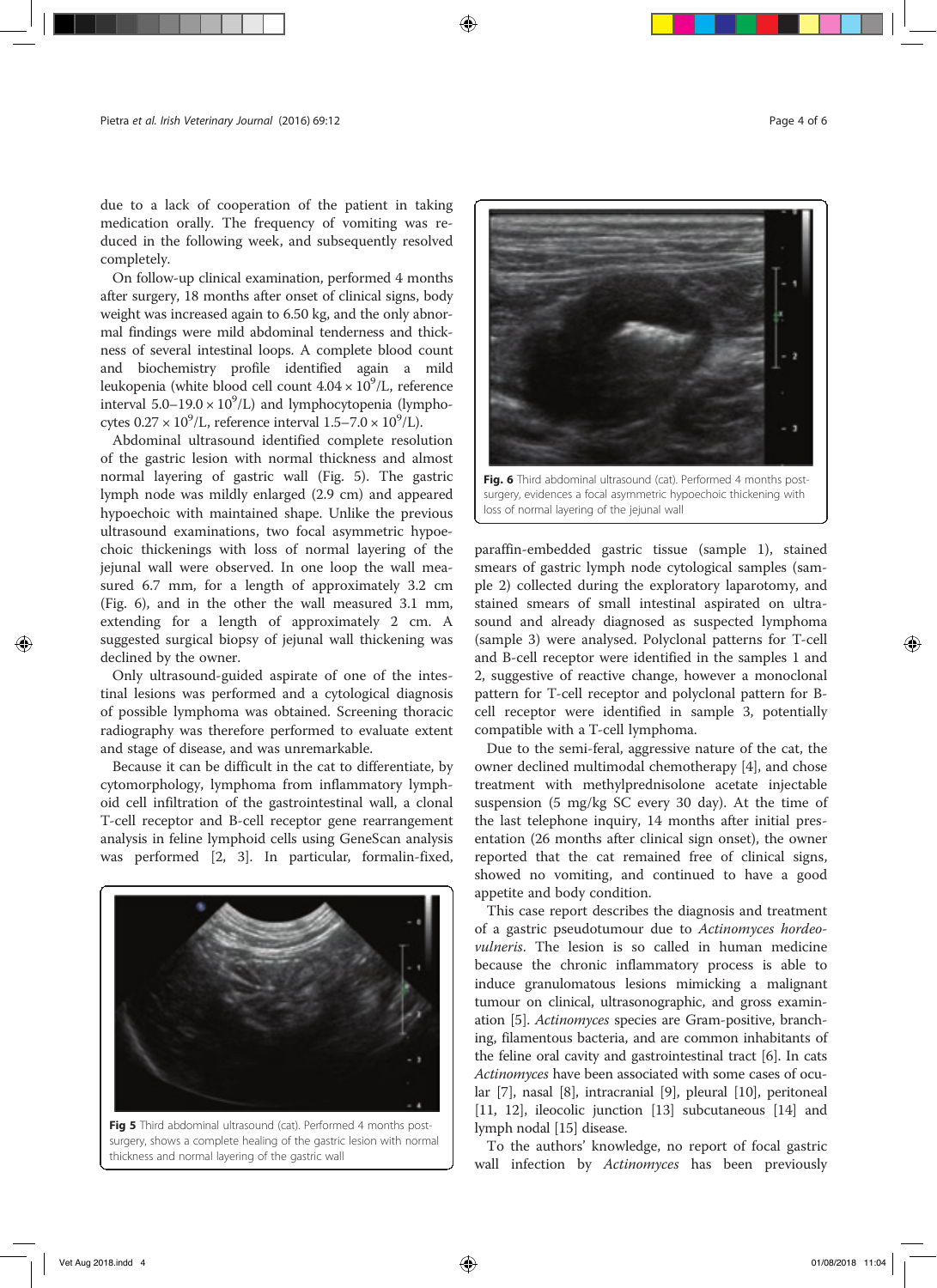due to a lack of cooperation of the patient in taking medication orally. The frequency of vomiting was reduced in the following week, and subsequently resolved completely.

On follow-up clinical examination, performed 4 months after surgery, 18 months after onset of clinical signs, body weight was increased again to 6.50 kg, and the only abnormal findings were mild abdominal tenderness and thickness of several intestinal loops. A complete blood count and biochemistry profile identified again a mild leukopenia (white blood cell count $4.04 \times 10^9$/L, reference interval $5.0–19.0 \times 10^9$/L) and lymphocytopenia (lymphocytes $0.27 \times 10^9$/L, reference interval $1.5–7.0 \times 10^9$/L).

Abdominal ultrasound identified complete resolution of the gastric lesion with normal thickness and almost normal layering of gastric wall (Fig. 5). The gastric lymph node was mildly enlarged (2.9 cm) and appeared hypoechoic with maintained shape. Unlike the previous ultrasound examinations, two focal asymmetric hypoechoic thickenings with loss of normal layering of the jejunal wall were observed. In one loop the wall measured 6.7 mm, for a length of approximately 3.2 cm (Fig. 6), and in the other the wall measured 3.1 mm, extending for a length of approximately 2 cm. A suggested surgical biopsy of jejunal wall thickening was declined by the owner.

Only ultrasound-guided aspirate of one of the intestinal lesions was performed and a cytological diagnosis of possible lymphoma was obtained. Screening thoracic radiography was therefore performed to evaluate extent and stage of disease, and was unremarkable.

Because it can be difficult in the cat to differentiate, by cytomorphology, lymphoma from inflammatory lymphoid cell infiltration of the gastrointestinal wall, a clonal T-cell receptor and B-cell receptor gene rearrangement analysis in feline lymphoid cells using GeneScan analysis was performed [2, 3]. In particular, formalin-fixed, paraffin-embedded gastric tissue (sample 1), stained smears of gastric lymph node cytological samples (sample 2) collected during the exploratory laparotomy, and stained smears of small intestinal aspirated on ultrasound and already diagnosed as suspected lymphoma (sample 3) were analysed. Polyclonal patterns for T-cell and B-cell receptor were identified in the samples 1 and 2, suggestive of reactive change, however a monoclonal pattern for T-cell receptor and polyclonal pattern for B-cell receptor were identified in sample 3, potentially compatible with a T-cell lymphoma.

Fig 5 Third abdominal ultrasound (cat). Performed 4 months post-surgery, shows a complete healing of the gastric lesion with normal thickness and normal layering of the gastric wall

Fig. 6 Third abdominal ultrasound (cat). Performed 4 months post-surgery, evidences a focal asymmetric hypoechoic thickening with loss of normal layering of the jejunal wall

Due to the semi-feral, aggressive nature of the cat, the owner declined multimodal chemotherapy [4], and chose treatment with methylprednisolone acetate injectable suspension (5 mg/kg SC every 30 day). At the time of the last telephone inquiry, 14 months after initial presentation (26 months after clinical sign onset), the owner reported that the cat remained free of clinical signs, showed no vomiting, and continued to have a good appetite and body condition.

This case report describes the diagnosis and treatment of a gastric pseudotumour due to *Actinomyces hordeovulneris*. The lesion is so called in human medicine because the chronic inflammatory process is able to induce granulomatous lesions mimicking a malignant tumour on clinical, ultrasonographic, and gross examination [5]. *Actinomyces* species are Gram-positive, branching, filamentous bacteria, and are common inhabitants of the feline oral cavity and gastrointestinal tract [6]. In cats *Actinomyces* have been associated with some cases of ocular [7], nasal [8], intracranial [9], pleural [10], peritoneal [11, 12], ileocolic junction [13] subcutaneous [14] and lymph nodal [15] disease.

To the authors' knowledge, no report of focal gastric wall infection by *Actinomyces* has been previously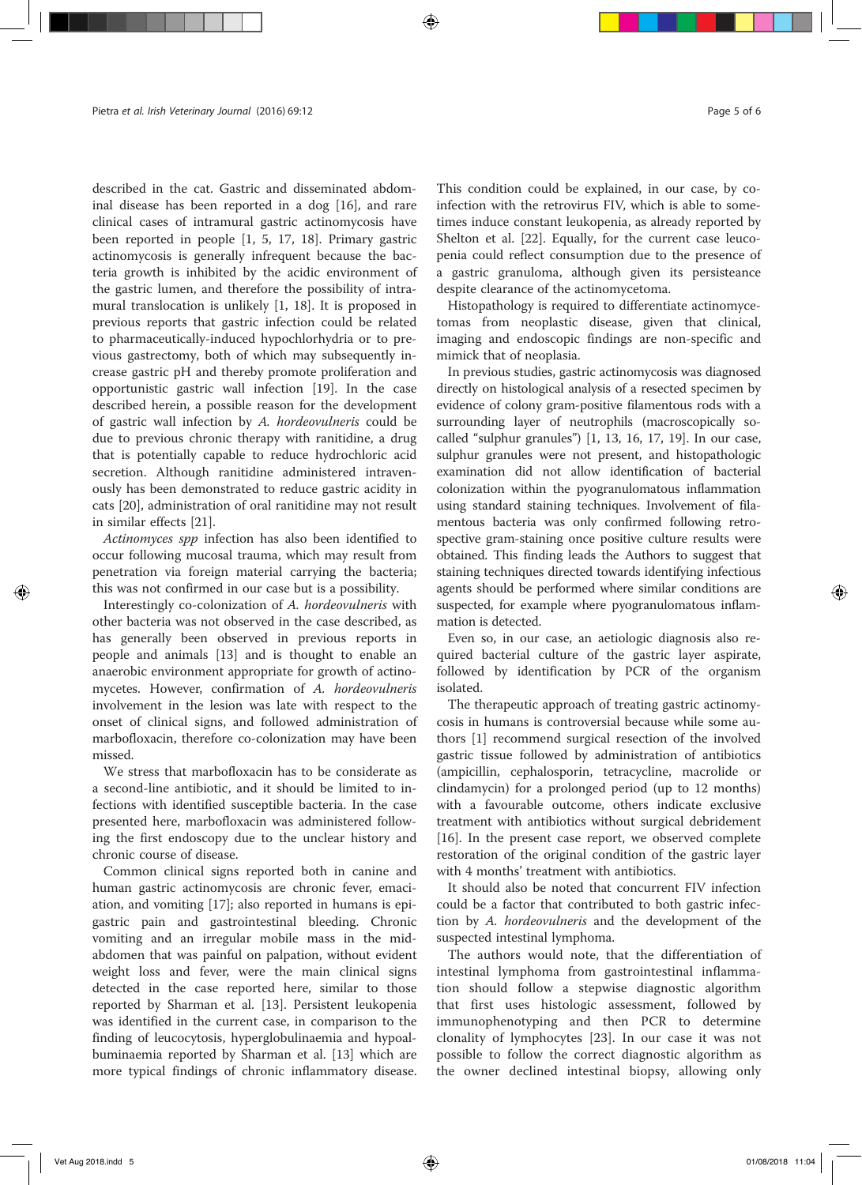described in the cat. Gastric and disseminated abdominal disease has been reported in a dog [16], and rare clinical cases of intramural gastric actinomycosis have been reported in people [1, 5, 17, 18]. Primary gastric actinomycosis is generally infrequent because the bacteria growth is inhibited by the acidic environment of the gastric lumen, and therefore the possibility of intramural translocation is unlikely [1, 18]. It is proposed in previous reports that gastric infection could be related to pharmaceutically-induced hypochlorhydria or to previous gastrectomy, both of which may subsequently increase gastric pH and thereby promote proliferation and opportunistic gastric wall infection [19]. In the case described herein, a possible reason for the development of gastric wall infection by *A. hordeovulneris* could be due to previous chronic therapy with ranitidine, a drug that is potentially capable to reduce hydrochloric acid secretion. Although ranitidine administered intravenously has been demonstrated to reduce gastric acidity in cats [20], administration of oral ranitidine may not result in similar effects [21].

*Actinomyces spp* infection has also been identified to occur following mucosal trauma, which may result from penetration via foreign material carrying the bacteria; this was not confirmed in our case but is a possibility.

Interestingly co-colonization of *A. hordeovulneris* with other bacteria was not observed in the case described, as has generally been observed in previous reports in people and animals [13] and is thought to enable an anaerobic environment appropriate for growth of actinomycetes. However, confirmation of *A. hordeovulneris* involvement in the lesion was late with respect to the onset of clinical signs, and followed administration of marbofloxacin, therefore co-colonization may have been missed.

We stress that marbofloxacin has to be considerate as a second-line antibiotic, and it should be limited to infections with identified susceptible bacteria. In the case presented here, marbofloxacin was administered following the first endoscopy due to the unclear history and chronic course of disease.

Common clinical signs reported both in canine and human gastric actinomycosis are chronic fever, emaciation, and vomiting [17]; also reported in humans is epigastric pain and gastrointestinal bleeding. Chronic vomiting and an irregular mobile mass in the mid-abdomen that was painful on palpation, without evident weight loss and fever, were the main clinical signs detected in the case reported here, similar to those reported by Sharman et al. [13]. Persistent leukopenia was identified in the current case, in comparison to the finding of leucocytosis, hyperglobulinaemia and hypoalbuminaemia reported by Sharman et al. [13] which are more typical findings of chronic inflammatory disease. This condition could be explained, in our case, by co-infection with the retrovirus FIV, which is able to sometimes induce constant leukopenia, as already reported by Shelton et al. [22]. Equally, for the current case leucopenia could reflect consumption due to the presence of a gastric granuloma, although given its persisteance despite clearance of the actinomycetoma.

Histopathology is required to differentiate actinomycetomas from neoplastic disease, given that clinical, imaging and endoscopic findings are non-specific and mimick that of neoplasia.

In previous studies, gastric actinomycosis was diagnosed directly on histological analysis of a resected specimen by evidence of colony gram-positive filamentous rods with a surrounding layer of neutrophils (macroscopically so-called "sulphur granules") [1, 13, 16, 17, 19]. In our case, sulphur granules were not present, and histopathologic examination did not allow identification of bacterial colonization within the pyogranulomatous inflammation using standard staining techniques. Involvement of filamentous bacteria was only confirmed following retrospective gram-staining once positive culture results were obtained. This finding leads the Authors to suggest that staining techniques directed towards identifying infectious agents should be performed where similar conditions are suspected, for example where pyogranulomatous inflammation is detected.

Even so, in our case, an aetiologic diagnosis also required bacterial culture of the gastric layer aspirate, followed by identification by PCR of the organism isolated.

The therapeutic approach of treating gastric actinomycosis in humans is controversial because while some authors [1] recommend surgical resection of the involved gastric tissue followed by administration of antibiotics (ampicillin, cephalosporin, tetracycline, macrolide or clindamycin) for a prolonged period (up to 12 months) with a favourable outcome, others indicate exclusive treatment with antibiotics without surgical debridement [16]. In the present case report, we observed complete restoration of the original condition of the gastric layer with 4 months' treatment with antibiotics.

It should also be noted that concurrent FIV infection could be a factor that contributed to both gastric infection by *A. hordeovulneris* and the development of the suspected intestinal lymphoma.

The authors would note, that the differentiation of intestinal lymphoma from gastrointestinal inflammation should follow a stepwise diagnostic algorithm that first uses histologic assessment, followed by immunophenotyping and then PCR to determine clonality of lymphocytes [23]. In our case it was not possible to follow the correct diagnostic algorithm as the owner declined intestinal biopsy, allowing only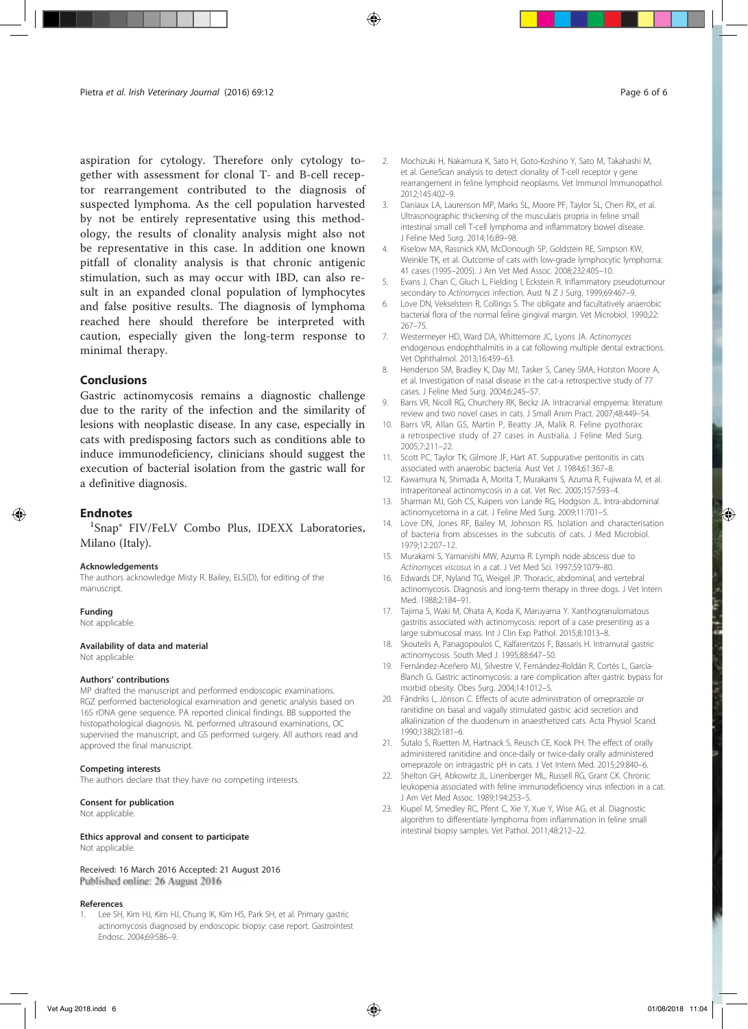aspiration for cytology. Therefore only cytology together with assessment for clonal T- and B-cell receptor rearrangement contributed to the diagnosis of suspected lymphoma. As the cell population harvested by not be entirely representative using this methodology, the results of clonality analysis might also not be representative in this case. In addition one known pitfall of clonality analysis is that chronic antigenic stimulation, such as may occur with IBD, can also result in an expanded clonal population of lymphocytes and false positive results. The diagnosis of lymphoma reached here should therefore be interpreted with caution, especially given the long-term response to minimal therapy.

## Conclusions

Gastric actinomycosis remains a diagnostic challenge due to the rarity of the infection and the similarity of lesions with neoplastic disease. In any case, especially in cats with predisposing factors such as conditions able to induce immunodeficiency, clinicians should suggest the execution of bacterial isolation from the gastric wall for a definitive diagnosis.

## Endnotes

[1]Snap® FIV/FeLV Combo Plus, IDEXX Laboratories, Milano (Italy).

### Acknowledgements

The authors acknowledge Misty R. Bailey, ELS(D), for editing of the manuscript.

### Funding

Not applicable.

### Availability of data and material

Not applicable.

### Authors' contributions

MP drafted the manuscript and performed endoscopic examinations. RGZ performed bacteriological examination and genetic analysis based on 16S rDNA gene sequence. PA reported clinical findings. BB supported the histopathological diagnosis. NL performed ultrasound examinations, OC supervised the manuscript, and GS performed surgery. All authors read and approved the final manuscript.

### Competing interests

The authors declare that they have no competing interests.

### Consent for publication

Not applicable.

### Ethics approval and consent to participate

Not applicable.

Received: 16 March 2016 Accepted: 21 August 2016
Published online: 26 August 2016

### References

1. Lee SH, Kim HJ, Kim HJ, Chung IK, Kim HS, Park SH, et al. Primary gastric actinomycosis diagnosed by endoscopic biopsy: case report. Gastrointest Endosc. 2004;69:586–9.
2. Mochizuki H, Nakamura K, Sato H, Goto-Koshino Y, Sato M, Takahashi M, et al. GeneScan analysis to detect clonality of T-cell receptor γ gene rearrangement in feline lymphoid neoplasms. Vet Immunol Immunopathol. 2012;145:402–9.
3. Daniaux LA, Laurenson MP, Marks SL, Moore PF, Taylor SL, Chen RX, et al. Ultrasonographic thickening of the muscularis propria in feline small intestinal small cell T-cell lymphoma and inflammatory bowel disease. J Feline Med Surg. 2014;16:89–98.
4. Kiselow MA, Rassnick KM, McDonough SP, Goldstein RE, Simpson KW, Weinkle TK, et al. Outcome of cats with low-grade lymphocytic lymphoma: 41 cases (1995–2005). J Am Vet Med Assoc. 2008;232:405–10.
5. Evans J, Chan C, Gluch L, Fielding I, Eckstein R. Inflammatory pseudotumour secondary to *Actinomyces* infection. Aust N Z J Surg. 1999;69:467–9.
6. Love DN, Vekselstein R, Collings S. The obligate and facultatively anaerobic bacterial flora of the normal feline gingival margin. Vet Microbiol. 1990;22:267–75.
7. Westermeyer HD, Ward DA, Whittemore JC, Lyons JA. *Actinomyces* endogenous endophthalmitis in a cat following multiple dental extractions. Vet Ophthalmol. 2013;16:459–63.
8. Henderson SM, Bradley K, Day MJ, Tasker S, Caney SMA, Hotston Moore A, et al. Investigation of nasal disease in the cat-a retrospective study of 77 cases. J Feline Med Surg. 2004;6:245–57.
9. Barrs VR, Nicoll RG, Churchery RK, Beckz JA. Intracranial empyema: literature review and two novel cases in cats. J Small Anim Pract. 2007;48:449–54.
10. Barrs VR, Allan GS, Martin P, Beatty JA, Malik R. Feline pyothorax: a retrospective study of 27 cases in Australia. J Feline Med Surg. 2005;7:211–22.
11. Scott PC, Taylor TK, Gilmore JF, Hart AT. Suppurative peritonitis in cats associated with anaerobic bacteria. Aust Vet J. 1984;61:367–8.
12. Kawamura N, Shimada A, Morita T, Murakami S, Azuma R, Fujiwara M, et al. Intraperitoneal actinomycosis in a cat. Vet Rec. 2005;157:593–4.
13. Sharman MJ, Goh CS, Kuipers von Lande RG, Hodgson JL. Intra-abdominal actinomycetoma in a cat. J Feline Med Surg. 2009;11:701–5.
14. Love DN, Jones RF, Bailey M, Johnson RS. Isolation and characterisation of bacteria from abscesses in the subcutis of cats. J Med Microbiol. 1979;12:207–12.
15. Murakami S, Yamanishi MW, Azuma R. Lymph node abscess due to *Actinomyces viscosus* in a cat. J Vet Med Sci. 1997;59:1079–80.
16. Edwards DF, Nyland TG, Weigel JP. Thoracic, abdominal, and vertebral actinomycosis. Diagnosis and long-term therapy in three dogs. J Vet Intern Med. 1988;2:184–91.
17. Tajima S, Waki M, Ohata A, Koda K, Maruyama Y. Xanthogranulomatous gastritis associated with actinomycosis: report of a case presenting as a large submucosal mass. Int J Clin Exp Pathol. 2015;8:1013–8.
18. Skoutelis A, Panagopoulos C, Kalfarentzos F, Bassaris H. Intramural gastric actinomycosis. South Med J. 1995;88:647–50.
19. Fernández-Aceñero MJ, Silvestre V, Fernández-Roldán R, Cortés L, García-Blanch G. Gastric actinomycosis: a rare complication after gastric bypass for morbid obesity. Obes Surg. 2004;14:1012–5.
20. Fändriks L, Jönson C. Effects of acute administration of omeprazole or ranitidine on basal and vagally stimulated gastric acid secretion and alkalinization of the duodenum in anaesthetized cats. Acta Physiol Scand. 1990;138(2):181–6.
21. Šutalo S, Ruetten M, Hartnack S, Reusch CE, Kook PH. The effect of orally administered ranitidine and once-daily or twice-daily orally administered omeprazole on intragastric pH in cats. J Vet Intern Med. 2015;29:840–6.
22. Shelton GH, Abkowitz JL, Linenberger ML, Russell RG, Grant CK. Chronic leukopenia associated with feline immunodeficiency virus infection in a cat. J Am Vet Med Assoc. 1989;194:253–5.
23. Kiupel M, Smedley RC, Pfent C, Xie Y, Xue Y, Wise AG, et al. Diagnostic algorithm to differentiate lymphoma from inflammation in feline small intestinal biopsy samples. Vet Pathol. 2011;48:212–22.